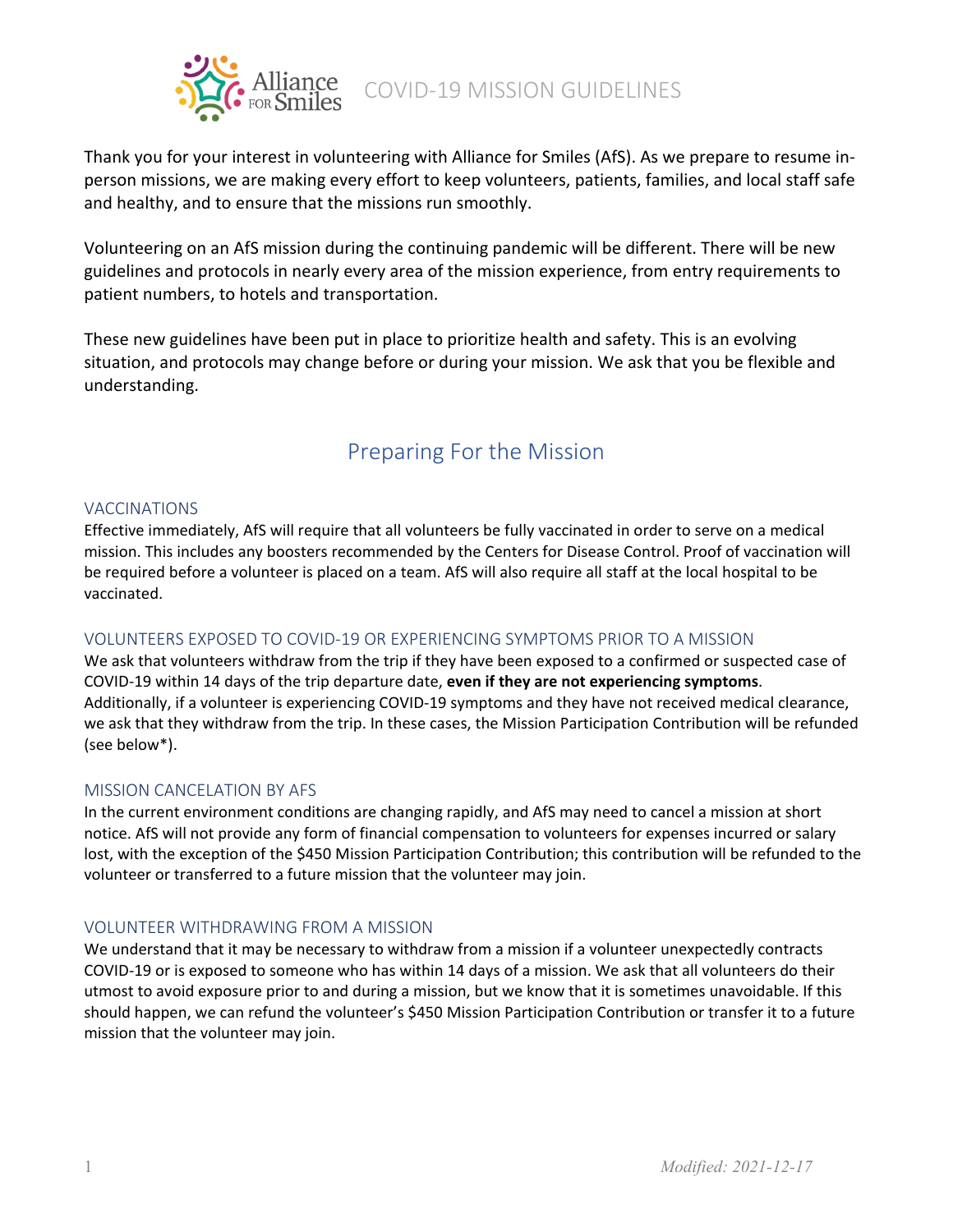# COVID-19 MISSION GUIDELINES

Thank you for your interest in volunteering with Alliance for Smiles (AfS). As we prepare to resume in-person missions, we are making every effort to keep volunteers, patients, families, and local staff safe and healthy, and to ensure that the missions run smoothly.

Volunteering on an AfS mission during the continuing pandemic will be different. There will be new guidelines and protocols in nearly every area of the mission experience, from entry requirements to patient numbers, to hotels and transportation.

These new guidelines have been put in place to prioritize health and safety. This is an evolving situation, and protocols may change before or during your mission. We ask that you be flexible and understanding.

## Preparing For the Mission

### VACCINATIONS

Effective immediately, AfS will require that all volunteers be fully vaccinated in order to serve on a medical mission. This includes any boosters recommended by the Centers for Disease Control. Proof of vaccination will be required before a volunteer is placed on a team. AfS will also require all staff at the local hospital to be vaccinated.

### VOLUNTEERS EXPOSED TO COVID-19 OR EXPERIENCING SYMPTOMS PRIOR TO A MISSION

We ask that volunteers withdraw from the trip if they have been exposed to a confirmed or suspected case of COVID-19 within 14 days of the trip departure date, **even if they are not experiencing symptoms**. Additionally, if a volunteer is experiencing COVID-19 symptoms and they have not received medical clearance, we ask that they withdraw from the trip. In these cases, the Mission Participation Contribution will be refunded (see below*).

### MISSION CANCELATION BY AFS

In the current environment conditions are changing rapidly, and AfS may need to cancel a mission at short notice. AfS will not provide any form of financial compensation to volunteers for expenses incurred or salary lost, with the exception of the $450 Mission Participation Contribution; this contribution will be refunded to the volunteer or transferred to a future mission that the volunteer may join.

### VOLUNTEER WITHDRAWING FROM A MISSION

We understand that it may be necessary to withdraw from a mission if a volunteer unexpectedly contracts COVID-19 or is exposed to someone who has within 14 days of a mission. We ask that all volunteers do their utmost to avoid exposure prior to and during a mission, but we know that it is sometimes unavoidable. If this should happen, we can refund the volunteer's $450 Mission Participation Contribution or transfer it to a future mission that the volunteer may join.

*Modified: 2021-12-17*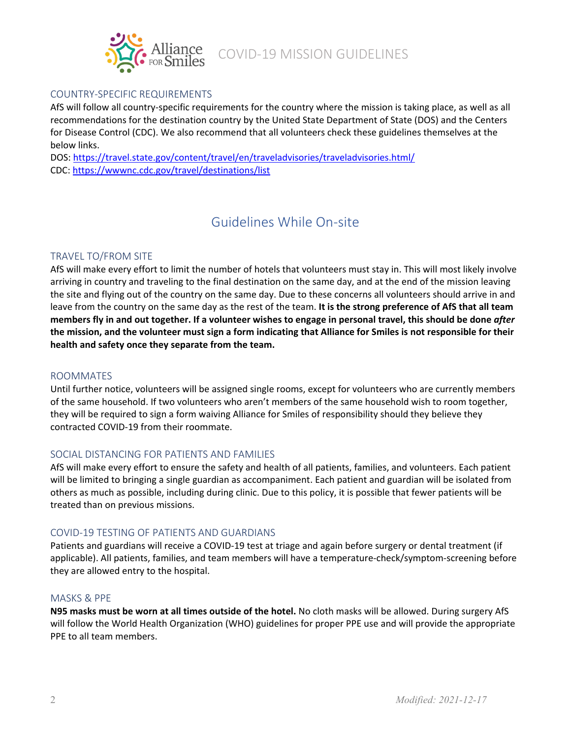## COUNTRY-SPECIFIC REQUIREMENTS

AfS will follow all country-specific requirements for the country where the mission is taking place, as well as all recommendations for the destination country by the United State Department of State (DOS) and the Centers for Disease Control (CDC). We also recommend that all volunteers check these guidelines themselves at the below links.

DOS: https://travel.state.gov/content/travel/en/traveladvisories/traveladvisories.html/
CDC: https://wwwnc.cdc.gov/travel/destinations/list

# Guidelines While On-site

## TRAVEL TO/FROM SITE

AfS will make every effort to limit the number of hotels that volunteers must stay in. This will most likely involve arriving in country and traveling to the final destination on the same day, and at the end of the mission leaving the site and flying out of the country on the same day. Due to these concerns all volunteers should arrive in and leave from the country on the same day as the rest of the team. **It is the strong preference of AfS that all team members fly in and out together. If a volunteer wishes to engage in personal travel, this should be done *after* the mission, and the volunteer must sign a form indicating that Alliance for Smiles is not responsible for their health and safety once they separate from the team.**

## ROOMMATES

Until further notice, volunteers will be assigned single rooms, except for volunteers who are currently members of the same household. If two volunteers who aren't members of the same household wish to room together, they will be required to sign a form waiving Alliance for Smiles of responsibility should they believe they contracted COVID-19 from their roommate.

## SOCIAL DISTANCING FOR PATIENTS AND FAMILIES

AfS will make every effort to ensure the safety and health of all patients, families, and volunteers. Each patient will be limited to bringing a single guardian as accompaniment. Each patient and guardian will be isolated from others as much as possible, including during clinic. Due to this policy, it is possible that fewer patients will be treated than on previous missions.

## COVID-19 TESTING OF PATIENTS AND GUARDIANS

Patients and guardians will receive a COVID-19 test at triage and again before surgery or dental treatment (if applicable). All patients, families, and team members will have a temperature-check/symptom-screening before they are allowed entry to the hospital.

## MASKS & PPE

**N95 masks must be worn at all times outside of the hotel.** No cloth masks will be allowed. During surgery AfS will follow the World Health Organization (WHO) guidelines for proper PPE use and will provide the appropriate PPE to all team members.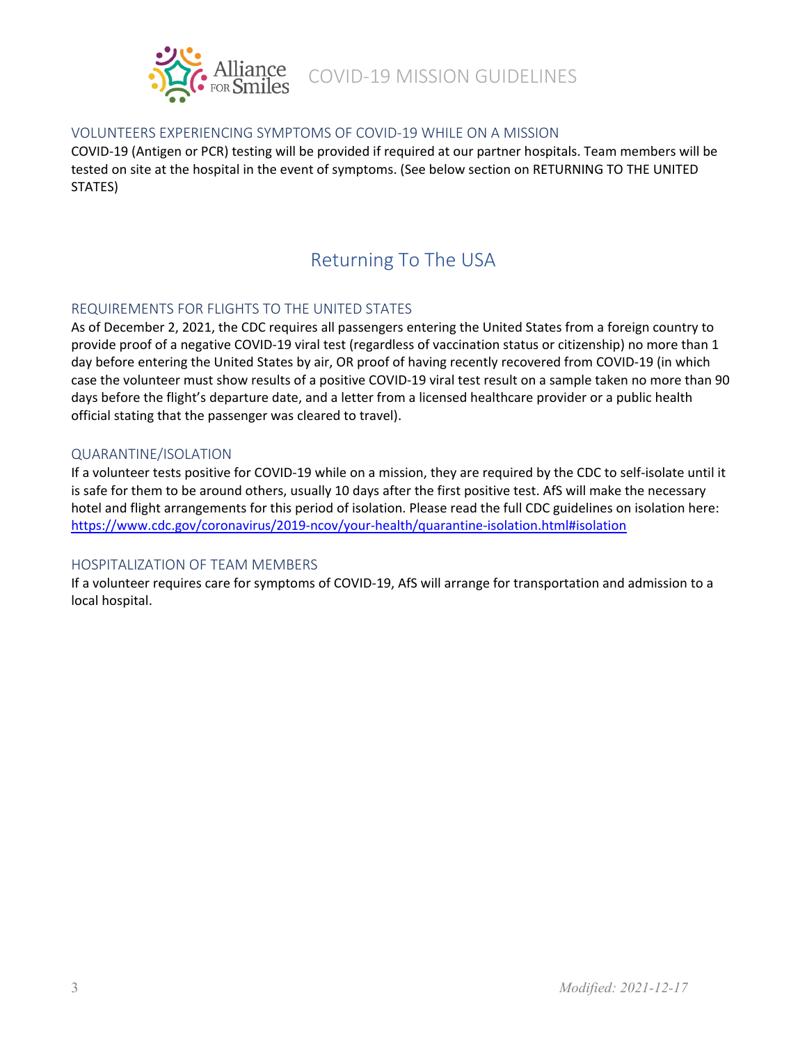### VOLUNTEERS EXPERIENCING SYMPTOMS OF COVID-19 WHILE ON A MISSION

COVID-19 (Antigen or PCR) testing will be provided if required at our partner hospitals. Team members will be tested on site at the hospital in the event of symptoms. (See below section on RETURNING TO THE UNITED STATES)

## Returning To The USA

### REQUIREMENTS FOR FLIGHTS TO THE UNITED STATES

As of December 2, 2021, the CDC requires all passengers entering the United States from a foreign country to provide proof of a negative COVID-19 viral test (regardless of vaccination status or citizenship) no more than 1 day before entering the United States by air, OR proof of having recently recovered from COVID-19 (in which case the volunteer must show results of a positive COVID-19 viral test result on a sample taken no more than 90 days before the flight's departure date, and a letter from a licensed healthcare provider or a public health official stating that the passenger was cleared to travel).

### QUARANTINE/ISOLATION

If a volunteer tests positive for COVID-19 while on a mission, they are required by the CDC to self-isolate until it is safe for them to be around others, usually 10 days after the first positive test. AfS will make the necessary hotel and flight arrangements for this period of isolation. Please read the full CDC guidelines on isolation here: [https://www.cdc.gov/coronavirus/2019-ncov/your-health/quarantine-isolation.html#isolation](https://www.cdc.gov/coronavirus/2019-ncov/your-health/quarantine-isolation.html#isolation)

### HOSPITALIZATION OF TEAM MEMBERS

If a volunteer requires care for symptoms of COVID-19, AfS will arrange for transportation and admission to a local hospital.